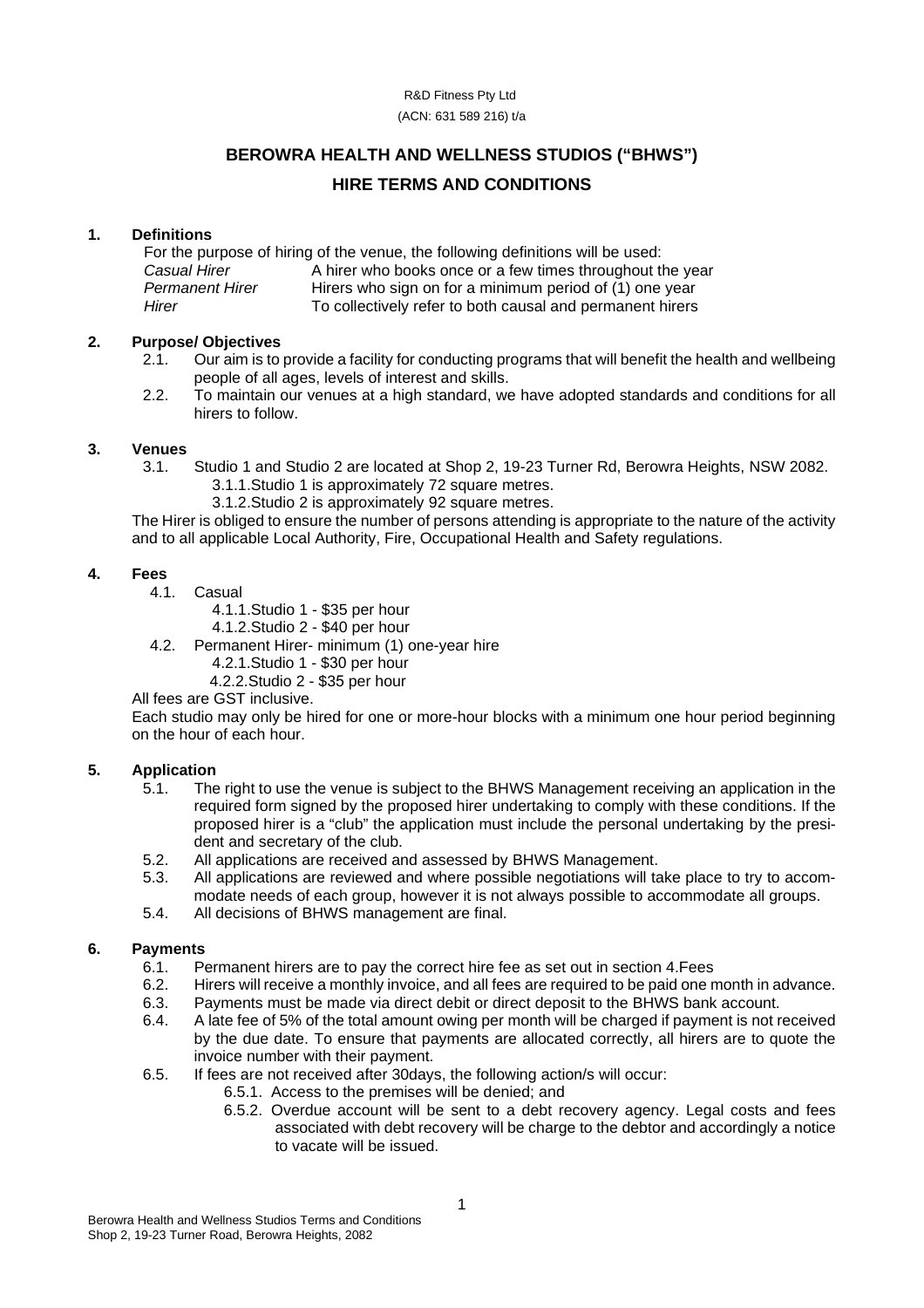R&D Fitness Pty Ltd

(ACN: 631 589 216) t/a

# BEROWRA HEALTH AND WELLNESS STUDIOS ("BHWS")

# HIRE TERMS AND CONDITIONS

## 1. Definitions

For the purpose of hiring of the venue, the following definitions will be used:

| | |
|---|---|
| *Casual Hirer* | A hirer who books once or a few times throughout the year |
| *Permanent Hirer* | Hirers who sign on for a minimum period of (1) one year |
| *Hirer* | To collectively refer to both causal and permanent hirers |

## 2. Purpose/ Objectives

2.1. Our aim is to provide a facility for conducting programs that will benefit the health and wellbeing people of all ages, levels of interest and skills.

2.2. To maintain our venues at a high standard, we have adopted standards and conditions for all hirers to follow.

## 3. Venues

3.1. Studio 1 and Studio 2 are located at Shop 2, 19-23 Turner Rd, Berowra Heights, NSW 2082.

3.1.1. Studio 1 is approximately 72 square metres.

3.1.2. Studio 2 is approximately 92 square metres.

The Hirer is obliged to ensure the number of persons attending is appropriate to the nature of the activity and to all applicable Local Authority, Fire, Occupational Health and Safety regulations.

## 4. Fees

4.1. Casual

4.1.1. Studio 1 - $35 per hour

4.1.2. Studio 2 - $40 per hour

4.2. Permanent Hirer- minimum (1) one-year hire

4.2.1. Studio 1 - $30 per hour

4.2.2. Studio 2 - $35 per hour

All fees are GST inclusive.

Each studio may only be hired for one or more-hour blocks with a minimum one hour period beginning on the hour of each hour.

## 5. Application

5.1. The right to use the venue is subject to the BHWS Management receiving an application in the required form signed by the proposed hirer undertaking to comply with these conditions. If the proposed hirer is a "club" the application must include the personal undertaking by the president and secretary of the club.

5.2. All applications are received and assessed by BHWS Management.

5.3. All applications are reviewed and where possible negotiations will take place to try to accommodate needs of each group, however it is not always possible to accommodate all groups.

5.4. All decisions of BHWS management are final.

## 6. Payments

6.1. Permanent hirers are to pay the correct hire fee as set out in section 4.Fees

6.2. Hirers will receive a monthly invoice, and all fees are required to be paid one month in advance.

6.3. Payments must be made via direct debit or direct deposit to the BHWS bank account.

6.4. A late fee of 5% of the total amount owing per month will be charged if payment is not received by the due date. To ensure that payments are allocated correctly, all hirers are to quote the invoice number with their payment.

6.5. If fees are not received after 30days, the following action/s will occur:

6.5.1. Access to the premises will be denied; and

6.5.2. Overdue account will be sent to a debt recovery agency. Legal costs and fees associated with debt recovery will be charge to the debtor and accordingly a notice to vacate will be issued.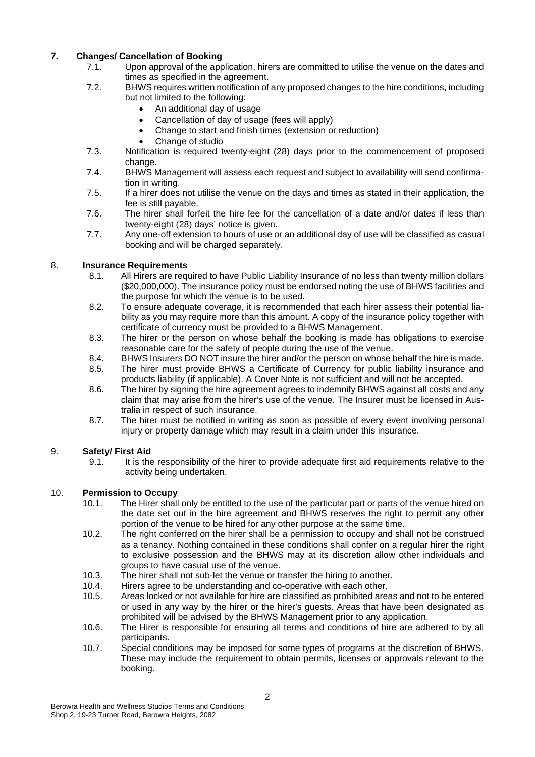## 7. Changes/ Cancellation of Booking

7.1. Upon approval of the application, hirers are committed to utilise the venue on the dates and times as specified in the agreement.

7.2. BHWS requires written notification of any proposed changes to the hire conditions, including but not limited to the following:

- An additional day of usage
- Cancellation of day of usage (fees will apply)
- Change to start and finish times (extension or reduction)
- Change of studio

7.3. Notification is required twenty-eight (28) days prior to the commencement of proposed change.

7.4. BHWS Management will assess each request and subject to availability will send confirmation in writing.

7.5. If a hirer does not utilise the venue on the days and times as stated in their application, the fee is still payable.

7.6. The hirer shall forfeit the hire fee for the cancellation of a date and/or dates if less than twenty-eight (28) days' notice is given.

7.7. Any one-off extension to hours of use or an additional day of use will be classified as casual booking and will be charged separately.

## 8. Insurance Requirements

8.1. All Hirers are required to have Public Liability Insurance of no less than twenty million dollars ($20,000,000). The insurance policy must be endorsed noting the use of BHWS facilities and the purpose for which the venue is to be used.

8.2. To ensure adequate coverage, it is recommended that each hirer assess their potential liability as you may require more than this amount. A copy of the insurance policy together with certificate of currency must be provided to a BHWS Management.

8.3. The hirer or the person on whose behalf the booking is made has obligations to exercise reasonable care for the safety of people during the use of the venue.

8.4. BHWS Insurers DO NOT insure the hirer and/or the person on whose behalf the hire is made.

8.5. The hirer must provide BHWS a Certificate of Currency for public liability insurance and products liability (if applicable). A Cover Note is not sufficient and will not be accepted.

8.6. The hirer by signing the hire agreement agrees to indemnify BHWS against all costs and any claim that may arise from the hirer's use of the venue. The Insurer must be licensed in Australia in respect of such insurance.

8.7. The hirer must be notified in writing as soon as possible of every event involving personal injury or property damage which may result in a claim under this insurance.

## 9. Safety/ First Aid

9.1. It is the responsibility of the hirer to provide adequate first aid requirements relative to the activity being undertaken.

## 10. Permission to Occupy

10.1. The Hirer shall only be entitled to the use of the particular part or parts of the venue hired on the date set out in the hire agreement and BHWS reserves the right to permit any other portion of the venue to be hired for any other purpose at the same time.

10.2. The right conferred on the hirer shall be a permission to occupy and shall not be construed as a tenancy. Nothing contained in these conditions shall confer on a regular hirer the right to exclusive possession and the BHWS may at its discretion allow other individuals and groups to have casual use of the venue.

10.3. The hirer shall not sub-let the venue or transfer the hiring to another.

10.4. Hirers agree to be understanding and co-operative with each other.

10.5. Areas locked or not available for hire are classified as prohibited areas and not to be entered or used in any way by the hirer or the hirer's guests. Areas that have been designated as prohibited will be advised by the BHWS Management prior to any application.

10.6. The Hirer is responsible for ensuring all terms and conditions of hire are adhered to by all participants.

10.7. Special conditions may be imposed for some types of programs at the discretion of BHWS. These may include the requirement to obtain permits, licenses or approvals relevant to the booking.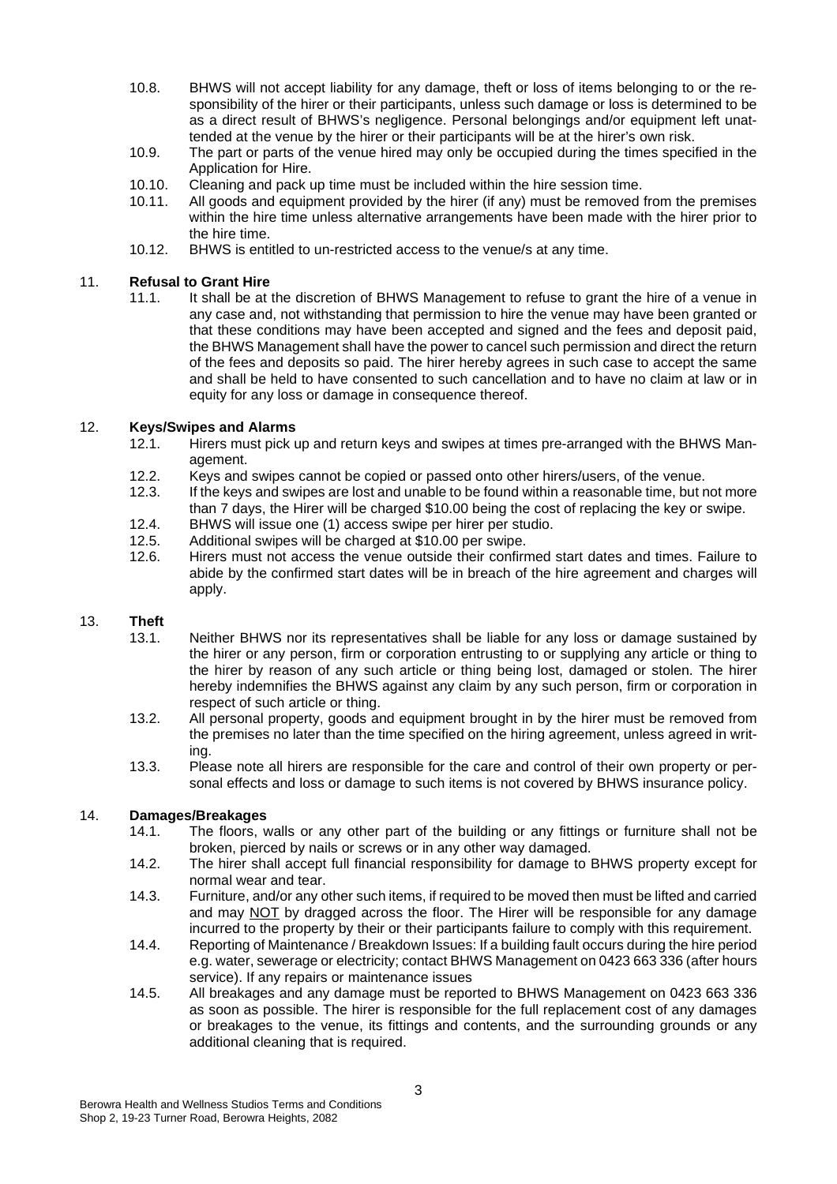10.8. BHWS will not accept liability for any damage, theft or loss of items belonging to or the responsibility of the hirer or their participants, unless such damage or loss is determined to be as a direct result of BHWS's negligence. Personal belongings and/or equipment left unattended at the venue by the hirer or their participants will be at the hirer's own risk.

10.9. The part or parts of the venue hired may only be occupied during the times specified in the Application for Hire.

10.10. Cleaning and pack up time must be included within the hire session time.

10.11. All goods and equipment provided by the hirer (if any) must be removed from the premises within the hire time unless alternative arrangements have been made with the hirer prior to the hire time.

10.12. BHWS is entitled to un-restricted access to the venue/s at any time.

## 11. **Refusal to Grant Hire**

11.1. It shall be at the discretion of BHWS Management to refuse to grant the hire of a venue in any case and, not withstanding that permission to hire the venue may have been granted or that these conditions may have been accepted and signed and the fees and deposit paid, the BHWS Management shall have the power to cancel such permission and direct the return of the fees and deposits so paid. The hirer hereby agrees in such case to accept the same and shall be held to have consented to such cancellation and to have no claim at law or in equity for any loss or damage in consequence thereof.

## 12. **Keys/Swipes and Alarms**

12.1. Hirers must pick up and return keys and swipes at times pre-arranged with the BHWS Management.

12.2. Keys and swipes cannot be copied or passed onto other hirers/users, of the venue.

12.3. If the keys and swipes are lost and unable to be found within a reasonable time, but not more than 7 days, the Hirer will be charged $10.00 being the cost of replacing the key or swipe.

12.4. BHWS will issue one (1) access swipe per hirer per studio.

12.5. Additional swipes will be charged at $10.00 per swipe.

12.6. Hirers must not access the venue outside their confirmed start dates and times. Failure to abide by the confirmed start dates will be in breach of the hire agreement and charges will apply.

## 13. **Theft**

13.1. Neither BHWS nor its representatives shall be liable for any loss or damage sustained by the hirer or any person, firm or corporation entrusting to or supplying any article or thing to the hirer by reason of any such article or thing being lost, damaged or stolen. The hirer hereby indemnifies the BHWS against any claim by any such person, firm or corporation in respect of such article or thing.

13.2. All personal property, goods and equipment brought in by the hirer must be removed from the premises no later than the time specified on the hiring agreement, unless agreed in writing.

13.3. Please note all hirers are responsible for the care and control of their own property or personal effects and loss or damage to such items is not covered by BHWS insurance policy.

## 14. **Damages/Breakages**

14.1. The floors, walls or any other part of the building or any fittings or furniture shall not be broken, pierced by nails or screws or in any other way damaged.

14.2. The hirer shall accept full financial responsibility for damage to BHWS property except for normal wear and tear.

14.3. Furniture, and/or any other such items, if required to be moved then must be lifted and carried and may <u>NOT</u> by dragged across the floor. The Hirer will be responsible for any damage incurred to the property by their or their participants failure to comply with this requirement.

14.4. Reporting of Maintenance / Breakdown Issues: If a building fault occurs during the hire period e.g. water, sewerage or electricity; contact BHWS Management on 0423 663 336 (after hours service). If any repairs or maintenance issues

14.5. All breakages and any damage must be reported to BHWS Management on 0423 663 336 as soon as possible. The hirer is responsible for the full replacement cost of any damages or breakages to the venue, its fittings and contents, and the surrounding grounds or any additional cleaning that is required.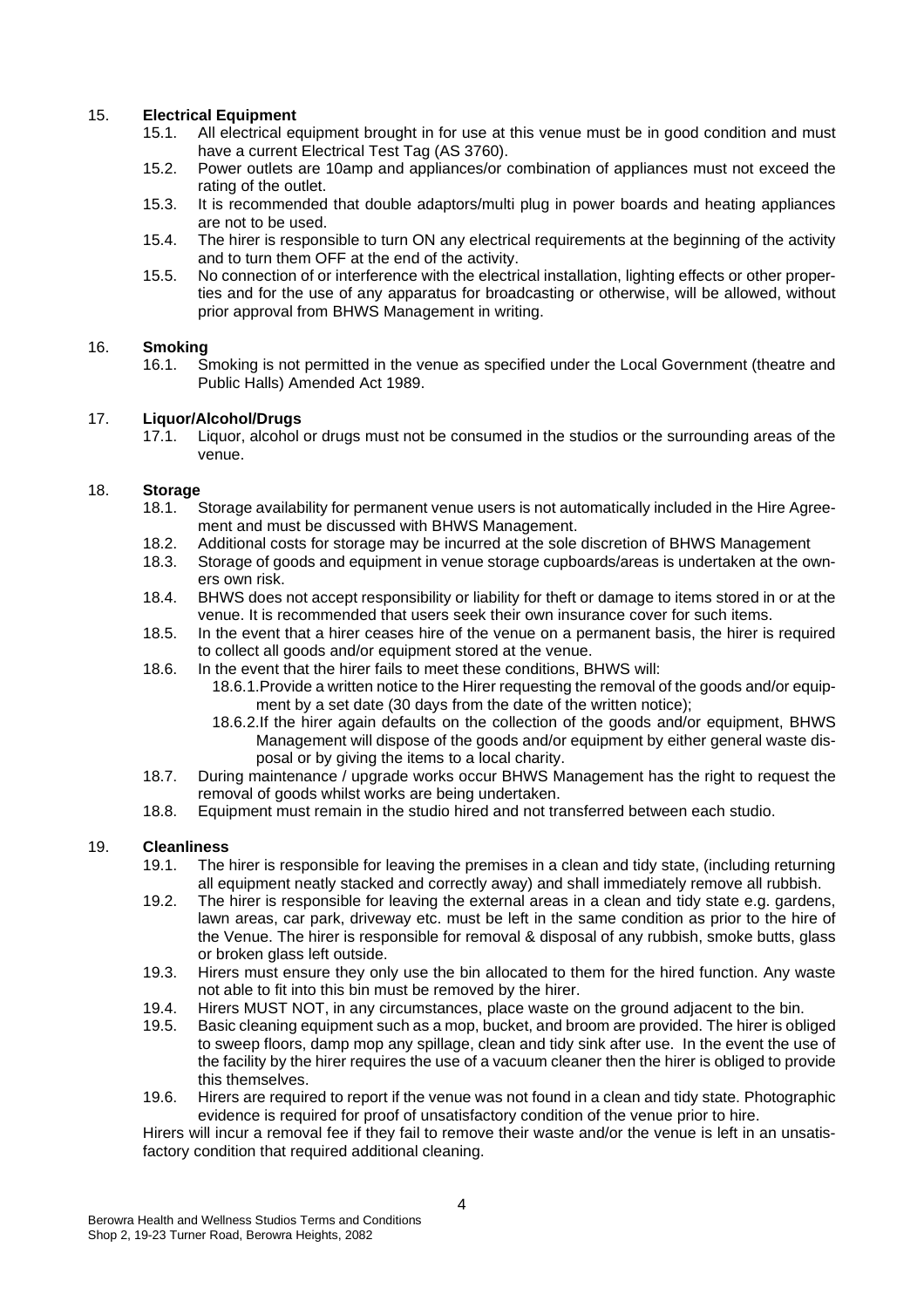## 15. **Electrical Equipment**

15.1. All electrical equipment brought in for use at this venue must be in good condition and must have a current Electrical Test Tag (AS 3760).

15.2. Power outlets are 10amp and appliances/or combination of appliances must not exceed the rating of the outlet.

15.3. It is recommended that double adaptors/multi plug in power boards and heating appliances are not to be used.

15.4. The hirer is responsible to turn ON any electrical requirements at the beginning of the activity and to turn them OFF at the end of the activity.

15.5. No connection of or interference with the electrical installation, lighting effects or other properties and for the use of any apparatus for broadcasting or otherwise, will be allowed, without prior approval from BHWS Management in writing.

## 16. **Smoking**

16.1. Smoking is not permitted in the venue as specified under the Local Government (theatre and Public Halls) Amended Act 1989.

## 17. **Liquor/Alcohol/Drugs**

17.1. Liquor, alcohol or drugs must not be consumed in the studios or the surrounding areas of the venue.

## 18. **Storage**

18.1. Storage availability for permanent venue users is not automatically included in the Hire Agreement and must be discussed with BHWS Management.

18.2. Additional costs for storage may be incurred at the sole discretion of BHWS Management

18.3. Storage of goods and equipment in venue storage cupboards/areas is undertaken at the owners own risk.

18.4. BHWS does not accept responsibility or liability for theft or damage to items stored in or at the venue. It is recommended that users seek their own insurance cover for such items.

18.5. In the event that a hirer ceases hire of the venue on a permanent basis, the hirer is required to collect all goods and/or equipment stored at the venue.

18.6. In the event that the hirer fails to meet these conditions, BHWS will:

18.6.1. Provide a written notice to the Hirer requesting the removal of the goods and/or equipment by a set date (30 days from the date of the written notice);

18.6.2. If the hirer again defaults on the collection of the goods and/or equipment, BHWS Management will dispose of the goods and/or equipment by either general waste disposal or by giving the items to a local charity.

18.7. During maintenance / upgrade works occur BHWS Management has the right to request the removal of goods whilst works are being undertaken.

18.8. Equipment must remain in the studio hired and not transferred between each studio.

## 19. **Cleanliness**

19.1. The hirer is responsible for leaving the premises in a clean and tidy state, (including returning all equipment neatly stacked and correctly away) and shall immediately remove all rubbish.

19.2. The hirer is responsible for leaving the external areas in a clean and tidy state e.g. gardens, lawn areas, car park, driveway etc. must be left in the same condition as prior to the hire of the Venue. The hirer is responsible for removal & disposal of any rubbish, smoke butts, glass or broken glass left outside.

19.3. Hirers must ensure they only use the bin allocated to them for the hired function. Any waste not able to fit into this bin must be removed by the hirer.

19.4. Hirers MUST NOT, in any circumstances, place waste on the ground adjacent to the bin.

19.5. Basic cleaning equipment such as a mop, bucket, and broom are provided. The hirer is obliged to sweep floors, damp mop any spillage, clean and tidy sink after use. In the event the use of the facility by the hirer requires the use of a vacuum cleaner then the hirer is obliged to provide this themselves.

19.6. Hirers are required to report if the venue was not found in a clean and tidy state. Photographic evidence is required for proof of unsatisfactory condition of the venue prior to hire.

Hirers will incur a removal fee if they fail to remove their waste and/or the venue is left in an unsatisfactory condition that required additional cleaning.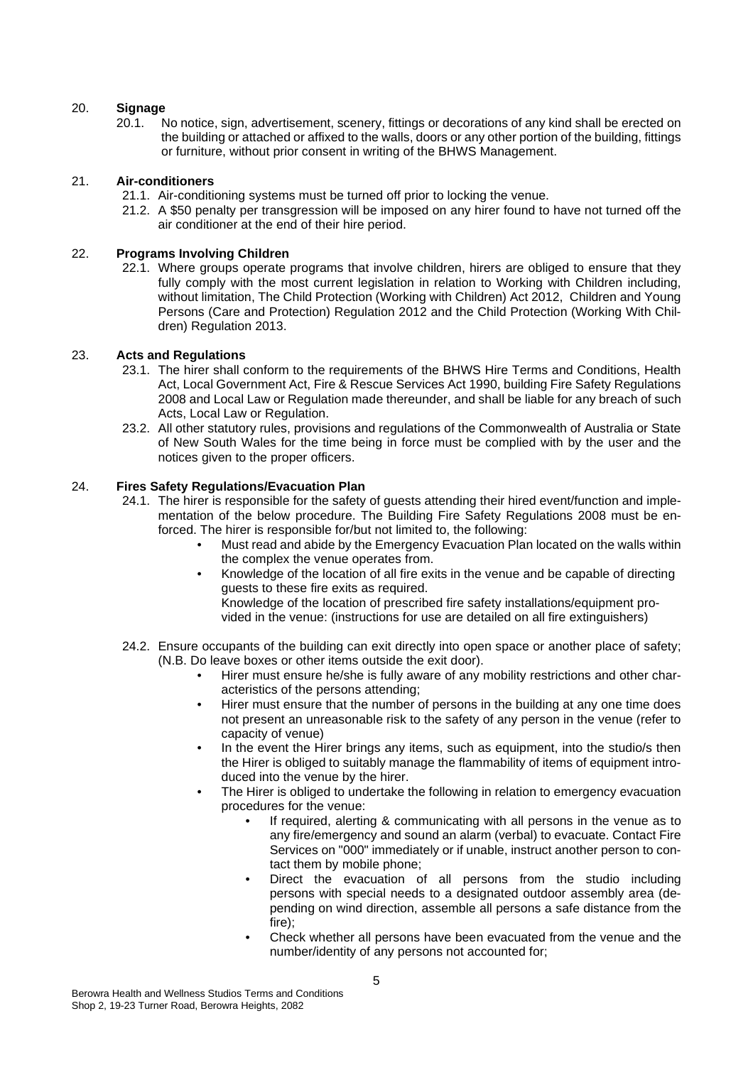## 20. Signage

20.1. No notice, sign, advertisement, scenery, fittings or decorations of any kind shall be erected on the building or attached or affixed to the walls, doors or any other portion of the building, fittings or furniture, without prior consent in writing of the BHWS Management.

## 21. Air-conditioners

21.1. Air-conditioning systems must be turned off prior to locking the venue.

21.2. A $50 penalty per transgression will be imposed on any hirer found to have not turned off the air conditioner at the end of their hire period.

## 22. Programs Involving Children

22.1. Where groups operate programs that involve children, hirers are obliged to ensure that they fully comply with the most current legislation in relation to Working with Children including, without limitation, The Child Protection (Working with Children) Act 2012, Children and Young Persons (Care and Protection) Regulation 2012 and the Child Protection (Working With Children) Regulation 2013.

## 23. Acts and Regulations

23.1. The hirer shall conform to the requirements of the BHWS Hire Terms and Conditions, Health Act, Local Government Act, Fire & Rescue Services Act 1990, building Fire Safety Regulations 2008 and Local Law or Regulation made thereunder, and shall be liable for any breach of such Acts, Local Law or Regulation.

23.2. All other statutory rules, provisions and regulations of the Commonwealth of Australia or State of New South Wales for the time being in force must be complied with by the user and the notices given to the proper officers.

## 24. Fires Safety Regulations/Evacuation Plan

24.1. The hirer is responsible for the safety of guests attending their hired event/function and implementation of the below procedure. The Building Fire Safety Regulations 2008 must be enforced. The hirer is responsible for/but not limited to, the following:

- Must read and abide by the Emergency Evacuation Plan located on the walls within the complex the venue operates from.
- Knowledge of the location of all fire exits in the venue and be capable of directing guests to these fire exits as required.
  Knowledge of the location of prescribed fire safety installations/equipment provided in the venue: (instructions for use are detailed on all fire extinguishers)

24.2. Ensure occupants of the building can exit directly into open space or another place of safety; (N.B. Do leave boxes or other items outside the exit door).

- Hirer must ensure he/she is fully aware of any mobility restrictions and other characteristics of the persons attending;
- Hirer must ensure that the number of persons in the building at any one time does not present an unreasonable risk to the safety of any person in the venue (refer to capacity of venue)
- In the event the Hirer brings any items, such as equipment, into the studio/s then the Hirer is obliged to suitably manage the flammability of items of equipment introduced into the venue by the hirer.
- The Hirer is obliged to undertake the following in relation to emergency evacuation procedures for the venue:
  - If required, alerting & communicating with all persons in the venue as to any fire/emergency and sound an alarm (verbal) to evacuate. Contact Fire Services on "000" immediately or if unable, instruct another person to contact them by mobile phone;
  - Direct the evacuation of all persons from the studio including persons with special needs to a designated outdoor assembly area (depending on wind direction, assemble all persons a safe distance from the fire);
  - Check whether all persons have been evacuated from the venue and the number/identity of any persons not accounted for;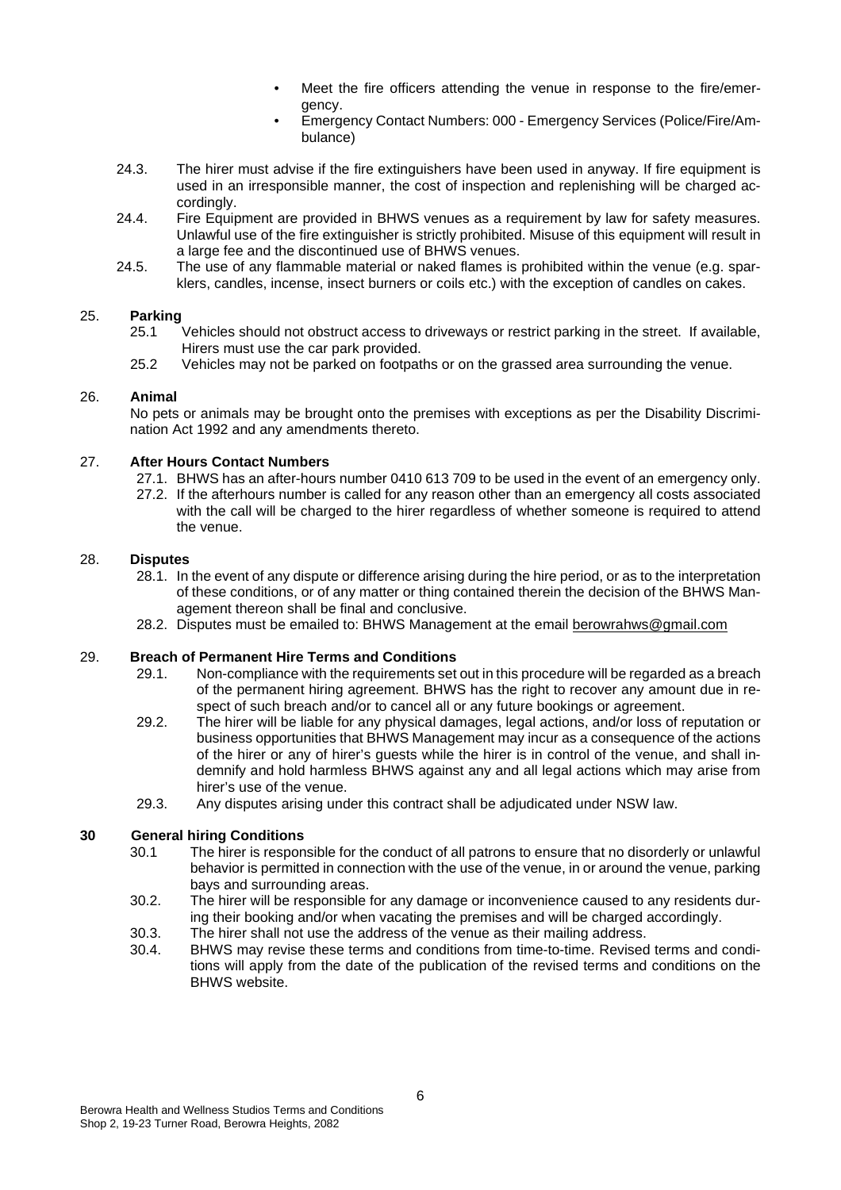- Meet the fire officers attending the venue in response to the fire/emergency.
- Emergency Contact Numbers: 000 - Emergency Services (Police/Fire/Ambulance)

24.3. The hirer must advise if the fire extinguishers have been used in anyway. If fire equipment is used in an irresponsible manner, the cost of inspection and replenishing will be charged accordingly.

24.4. Fire Equipment are provided in BHWS venues as a requirement by law for safety measures. Unlawful use of the fire extinguisher is strictly prohibited. Misuse of this equipment will result in a large fee and the discontinued use of BHWS venues.

24.5. The use of any flammable material or naked flames is prohibited within the venue (e.g. sparklers, candles, incense, insect burners or coils etc.) with the exception of candles on cakes.

## 25. Parking

25.1 Vehicles should not obstruct access to driveways or restrict parking in the street. If available, Hirers must use the car park provided.

25.2 Vehicles may not be parked on footpaths or on the grassed area surrounding the venue.

## 26. Animal

No pets or animals may be brought onto the premises with exceptions as per the Disability Discrimination Act 1992 and any amendments thereto.

## 27. After Hours Contact Numbers

27.1. BHWS has an after-hours number 0410 613 709 to be used in the event of an emergency only.

27.2. If the afterhours number is called for any reason other than an emergency all costs associated with the call will be charged to the hirer regardless of whether someone is required to attend the venue.

## 28. Disputes

28.1. In the event of any dispute or difference arising during the hire period, or as to the interpretation of these conditions, or of any matter or thing contained therein the decision of the BHWS Management thereon shall be final and conclusive.

28.2. Disputes must be emailed to: BHWS Management at the email berowrahws@gmail.com

## 29. Breach of Permanent Hire Terms and Conditions

29.1. Non-compliance with the requirements set out in this procedure will be regarded as a breach of the permanent hiring agreement. BHWS has the right to recover any amount due in respect of such breach and/or to cancel all or any future bookings or agreement.

29.2. The hirer will be liable for any physical damages, legal actions, and/or loss of reputation or business opportunities that BHWS Management may incur as a consequence of the actions of the hirer or any of hirer's guests while the hirer is in control of the venue, and shall indemnify and hold harmless BHWS against any and all legal actions which may arise from hirer's use of the venue.

29.3. Any disputes arising under this contract shall be adjudicated under NSW law.

## 30 General hiring Conditions

30.1 The hirer is responsible for the conduct of all patrons to ensure that no disorderly or unlawful behavior is permitted in connection with the use of the venue, in or around the venue, parking bays and surrounding areas.

30.2. The hirer will be responsible for any damage or inconvenience caused to any residents during their booking and/or when vacating the premises and will be charged accordingly.

30.3. The hirer shall not use the address of the venue as their mailing address.

30.4. BHWS may revise these terms and conditions from time-to-time. Revised terms and conditions will apply from the date of the publication of the revised terms and conditions on the BHWS website.